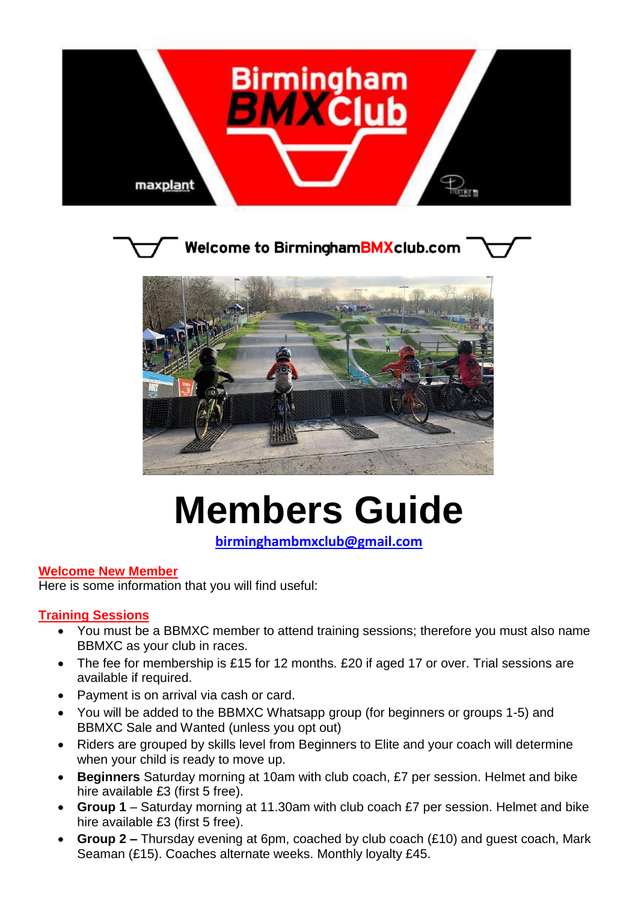Welcome to BirminghamBMXclub.com

# Members Guide

**birminghambmxclub@gmail.com**

## Welcome New Member

Here is some information that you will find useful:

## Training Sessions

- You must be a BBMXC member to attend training sessions; therefore you must also name BBMXC as your club in races.
- The fee for membership is £15 for 12 months. £20 if aged 17 or over. Trial sessions are available if required.
- Payment is on arrival via cash or card.
- You will be added to the BBMXC Whatsapp group (for beginners or groups 1-5) and BBMXC Sale and Wanted (unless you opt out)
- Riders are grouped by skills level from Beginners to Elite and your coach will determine when your child is ready to move up.
- **Beginners** Saturday morning at 10am with club coach, £7 per session. Helmet and bike hire available £3 (first 5 free).
- **Group 1** – Saturday morning at 11.30am with club coach £7 per session. Helmet and bike hire available £3 (first 5 free).
- **Group 2 –** Thursday evening at 6pm, coached by club coach (£10) and guest coach, Mark Seaman (£15). Coaches alternate weeks. Monthly loyalty £45.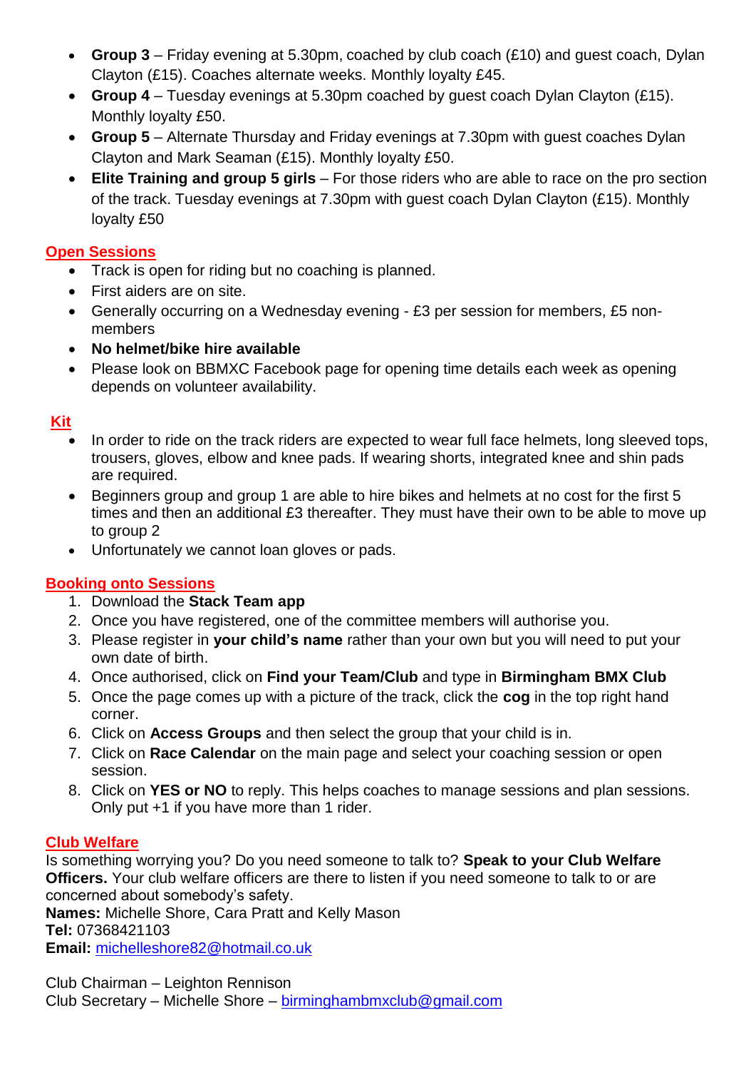- **Group 3** – Friday evening at 5.30pm, coached by club coach (£10) and guest coach, Dylan Clayton (£15). Coaches alternate weeks. Monthly loyalty £45.
- **Group 4** – Tuesday evenings at 5.30pm coached by guest coach Dylan Clayton (£15). Monthly loyalty £50.
- **Group 5** – Alternate Thursday and Friday evenings at 7.30pm with guest coaches Dylan Clayton and Mark Seaman (£15). Monthly loyalty £50.
- **Elite Training and group 5 girls** – For those riders who are able to race on the pro section of the track. Tuesday evenings at 7.30pm with guest coach Dylan Clayton (£15). Monthly loyalty £50

## Open Sessions

- Track is open for riding but no coaching is planned.
- First aiders are on site.
- Generally occurring on a Wednesday evening - £3 per session for members, £5 non-members
- **No helmet/bike hire available**
- Please look on BBMXC Facebook page for opening time details each week as opening depends on volunteer availability.

## Kit

- In order to ride on the track riders are expected to wear full face helmets, long sleeved tops, trousers, gloves, elbow and knee pads. If wearing shorts, integrated knee and shin pads are required.
- Beginners group and group 1 are able to hire bikes and helmets at no cost for the first 5 times and then an additional £3 thereafter. They must have their own to be able to move up to group 2
- Unfortunately we cannot loan gloves or pads.

## Booking onto Sessions

1. Download the **Stack Team app**
2. Once you have registered, one of the committee members will authorise you.
3. Please register in **your child's name** rather than your own but you will need to put your own date of birth.
4. Once authorised, click on **Find your Team/Club** and type in **Birmingham BMX Club**
5. Once the page comes up with a picture of the track, click the **cog** in the top right hand corner.
6. Click on **Access Groups** and then select the group that your child is in.
7. Click on **Race Calendar** on the main page and select your coaching session or open session.
8. Click on **YES or NO** to reply. This helps coaches to manage sessions and plan sessions. Only put +1 if you have more than 1 rider.

## Club Welfare

Is something worrying you? Do you need someone to talk to? **Speak to your Club Welfare Officers.** Your club welfare officers are there to listen if you need someone to talk to or are concerned about somebody's safety.
**Names:** Michelle Shore, Cara Pratt and Kelly Mason
**Tel:** 07368421103
**Email:** michelleshore82@hotmail.co.uk

Club Chairman – Leighton Rennison
Club Secretary – Michelle Shore – birminghambmxclub@gmail.com